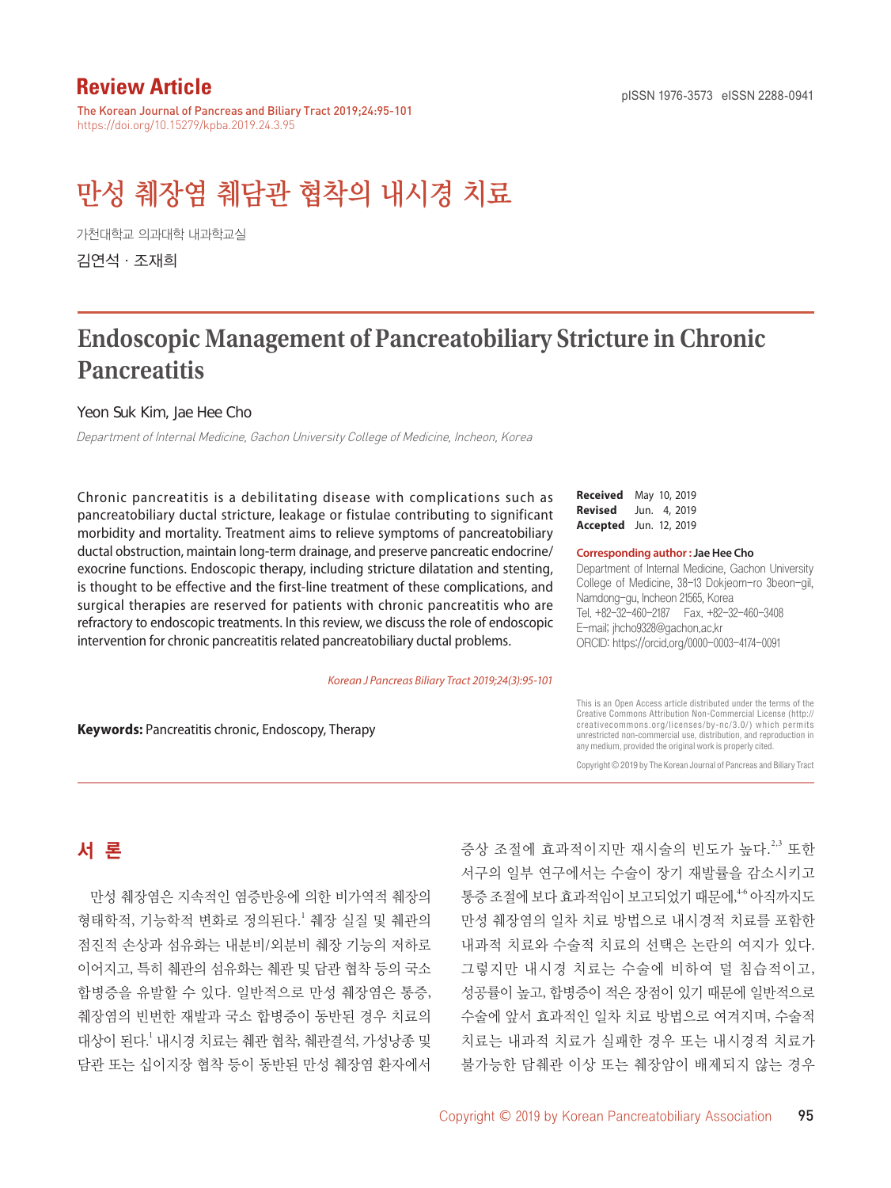Review Article

The Korean Journal of Pancreas and Biliary Tract 2019;24:95-101
https://doi.org/10.15279/kpba.2019.24.3.95

pISSN 1976-3573 eISSN 2288-0941

# 만성 췌장염 췌담관 협착의 내시경 치료

가천대학교 의과대학 내과학교실

김연석 · 조재희

# Endoscopic Management of Pancreatobiliary Stricture in Chronic Pancreatitis

Yeon Suk Kim, Jae Hee Cho

*Department of Internal Medicine, Gachon University College of Medicine, Incheon, Korea*

Chronic pancreatitis is a debilitating disease with complications such as pancreatobiliary ductal stricture, leakage or fistulae contributing to significant morbidity and mortality. Treatment aims to relieve symptoms of pancreatobiliary ductal obstruction, maintain long-term drainage, and preserve pancreatic endocrine/exocrine functions. Endoscopic therapy, including stricture dilatation and stenting, is thought to be effective and the first-line treatment of these complications, and surgical therapies are reserved for patients with chronic pancreatitis who are refractory to endoscopic treatments. In this review, we discuss the role of endoscopic intervention for chronic pancreatitis related pancreatobiliary ductal problems.

*Korean J Pancreas Biliary Tract 2019;24(3):95-101*

**Keywords:** Pancreatitis chronic, Endoscopy, Therapy

**Received** May 10, 2019
**Revised** Jun. 4, 2019
**Accepted** Jun. 12, 2019

**Corresponding author : Jae Hee Cho**
Department of Internal Medicine, Gachon University College of Medicine, 38-13 Dokjeom-ro 3beon-gil, Namdong-gu, Incheon 21565, Korea
Tel. +82-32-460-2187 Fax. +82-32-460-3408
E-mail; jhcho9328@gachon.ac.kr
ORCID: https://orcid.org/0000-0003-4174-0091

This is an Open Access article distributed under the terms of the Creative Commons Attribution Non-Commercial License (http://creativecommons.org/licenses/by-nc/3.0/) which permits unrestricted non-commercial use, distribution, and reproduction in any medium, provided the original work is properly cited.

Copyright © 2019 by The Korean Journal of Pancreas and Biliary Tract

## 서 론

만성 췌장염은 지속적인 염증반응에 의한 비가역적 췌장의 형태학적, 기능학적 변화로 정의된다.[1] 췌장 실질 및 췌관의 점진적 손상과 섬유화는 내분비/외분비 췌장 기능의 저하로 이어지고, 특히 췌관의 섬유화는 췌관 및 담관 협착 등의 국소 합병증을 유발할 수 있다. 일반적으로 만성 췌장염은 통증, 췌장염의 빈번한 재발과 국소 합병증이 동반된 경우 치료의 대상이 된다.[1] 내시경 치료는 췌관 협착, 췌관결석, 가성낭종 및 담관 또는 십이지장 협착 등이 동반된 만성 췌장염 환자에서 증상 조절에 효과적이지만 재시술의 빈도가 높다.[2,3] 또한 서구의 일부 연구에서는 수술이 장기 재발률을 감소시키고 통증 조절에 보다 효과적임이 보고되었기 때문에,[4-6] 아직까지도 만성 췌장염의 일차 치료 방법으로 내시경적 치료를 포함한 내과적 치료와 수술적 치료의 선택은 논란의 여지가 있다. 그렇지만 내시경 치료는 수술에 비하여 덜 침습적이고, 성공률이 높고, 합병증이 적은 장점이 있기 때문에 일반적으로 수술에 앞서 효과적인 일차 치료 방법으로 여겨지며, 수술적 치료는 내과적 치료가 실패한 경우 또는 내시경적 치료가 불가능한 담췌관 이상 또는 췌장암이 배제되지 않는 경우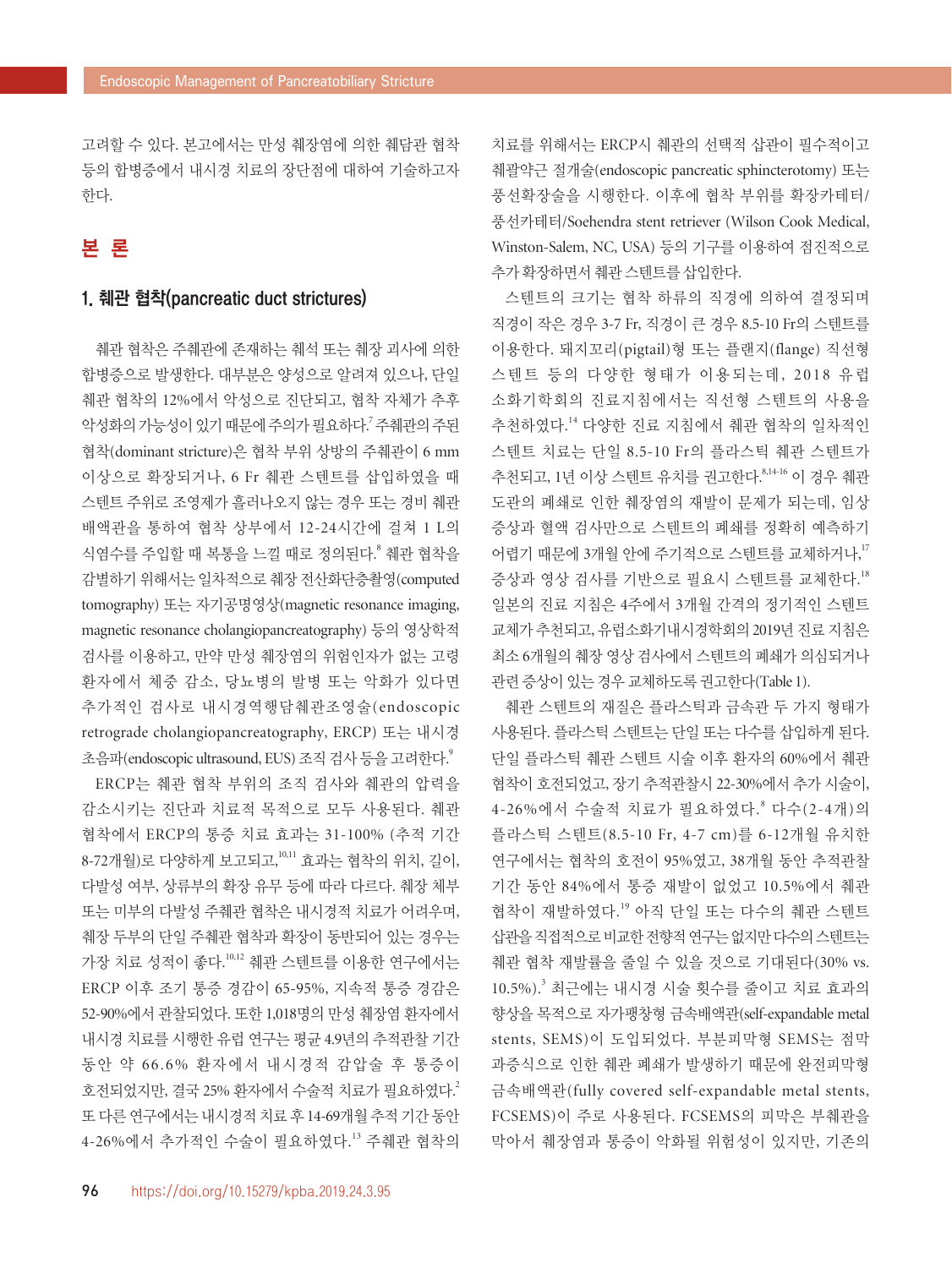고려할 수 있다. 본고에서는 만성 췌장염에 의한 췌담관 협착 등의 합병증에서 내시경 치료의 장단점에 대하여 기술하고자 한다.

## 본 론

### 1. 췌관 협착(pancreatic duct strictures)

췌관 협착은 주췌관에 존재하는 췌석 또는 췌장 괴사에 의한 합병증으로 발생한다. 대부분은 양성으로 알려져 있으나, 단일 췌관 협착의 12%에서 악성으로 진단되고, 협착 자체가 추후 악성화의 가능성이 있기 때문에 주의가 필요하다.[7] 주췌관의 주된 협착(dominant stricture)은 협착 부위 상방의 주췌관이 6 mm 이상으로 확장되거나, 6 Fr 췌관 스텐트를 삽입하였을 때 스텐트 주위로 조영제가 흘러나오지 않는 경우 또는 경비 췌관 배액관을 통하여 협착 상부에서 12-24시간에 걸쳐 1 L의 식염수를 주입할 때 복통을 느낄 때로 정의된다.[8] 췌관 협착을 감별하기 위해서는 일차적으로 췌장 전산화단층촬영(computed tomography) 또는 자기공명영상(magnetic resonance imaging, magnetic resonance cholangiopancreatography) 등의 영상학적 검사를 이용하고, 만약 만성 췌장염의 위험인자가 없는 고령 환자에서 체중 감소, 당뇨병의 발병 또는 악화가 있다면 추가적인 검사로 내시경역행담췌관조영술(endoscopic retrograde cholangiopancreatography, ERCP) 또는 내시경 초음파(endoscopic ultrasound, EUS) 조직 검사 등을 고려한다.[9]

ERCP는 췌관 협착 부위의 조직 검사와 췌관의 압력을 감소시키는 진단과 치료적 목적으로 모두 사용된다. 췌관 협착에서 ERCP의 통증 치료 효과는 31-100% (추적 기간 8-72개월)로 다양하게 보고되고,[10,11] 효과는 협착의 위치, 길이, 다발성 여부, 상류부의 확장 유무 등에 따라 다르다. 췌장 체부 또는 미부의 다발성 주췌관 협착은 내시경적 치료가 어려우며, 췌장 두부의 단일 주췌관 협착과 확장이 동반되어 있는 경우는 가장 치료 성적이 좋다.[10,12] 췌관 스텐트를 이용한 연구에서는 ERCP 이후 조기 통증 경감이 65-95%, 지속적 통증 경감은 52-90%에서 관찰되었다. 또한 1,018명의 만성 췌장염 환자에서 내시경 치료를 시행한 유럽 연구는 평균 4.9년의 추적관찰 기간 동안 약 66.6% 환자에서 내시경적 감압술 후 통증이 호전되었지만, 결국 25% 환자에서 수술적 치료가 필요하였다.[2] 또 다른 연구에서는 내시경적 치료 후 14-69개월 추적 기간 동안 4-26%에서 추가적인 수술이 필요하였다.[13] 주췌관 협착의 치료를 위해서는 ERCP시 췌관의 선택적 삽관이 필수적이고 췌괄약근 절개술(endoscopic pancreatic sphincterotomy) 또는 풍선확장술을 시행한다. 이후에 협착 부위를 확장카테터/풍선카테터/Soehendra stent retriever (Wilson Cook Medical, Winston-Salem, NC, USA) 등의 기구를 이용하여 점진적으로 추가 확장하면서 췌관 스텐트를 삽입한다.

스텐트의 크기는 협착 하류의 직경에 의하여 결정되며 직경이 작은 경우 3-7 Fr, 직경이 큰 경우 8.5-10 Fr의 스텐트를 이용한다. 돼지꼬리(pigtail)형 또는 플랜지(flange) 직선형 스텐트 등의 다양한 형태가 이용되는데, 2018 유럽 소화기학회의 진료지침에서는 직선형 스텐트의 사용을 추천하였다.[14] 다양한 진료 지침에서 췌관 협착의 일차적인 스텐트 치료는 단일 8.5-10 Fr의 플라스틱 췌관 스텐트가 추천되고, 1년 이상 스텐트 유치를 권고한다.[8,14-16] 이 경우 췌관 도관의 폐쇄로 인한 췌장염의 재발이 문제가 되는데, 임상 증상과 혈액 검사만으로 스텐트의 폐쇄를 정확히 예측하기 어렵기 때문에 3개월 안에 주기적으로 스텐트를 교체하거나,[17] 증상과 영상 검사를 기반으로 필요시 스텐트를 교체한다.[18] 일본의 진료 지침은 4주에서 3개월 간격의 정기적인 스텐트 교체가 추천되고, 유럽소화기내시경학회의 2019년 진료 지침은 최소 6개월의 췌장 영상 검사에서 스텐트의 폐쇄가 의심되거나 관련 증상이 있는 경우 교체하도록 권고한다(Table 1).

췌관 스텐트의 재질은 플라스틱과 금속관 두 가지 형태가 사용된다. 플라스틱 스텐트는 단일 또는 다수를 삽입하게 된다. 단일 플라스틱 췌관 스텐트 시술 이후 환자의 60%에서 췌관 협착이 호전되었고, 장기 추적관찰시 22-30%에서 추가 시술이, 4-26%에서 수술적 치료가 필요하였다.[8] 다수(2-4개)의 플라스틱 스텐트(8.5-10 Fr, 4-7 cm)를 6-12개월 유치한 연구에서는 협착의 호전이 95%였고, 38개월 동안 추적관찰 기간 동안 84%에서 통증 재발이 없었고 10.5%에서 췌관 협착이 재발하였다.[19] 아직 단일 또는 다수의 췌관 스텐트 삽관을 직접적으로 비교한 전향적 연구는 없지만 다수의 스텐트는 췌관 협착 재발률을 줄일 수 있을 것으로 기대된다(30% vs. 10.5%).[3] 최근에는 내시경 시술 횟수를 줄이고 치료 효과의 향상을 목적으로 자가팽창형 금속배액관(self-expandable metal stents, SEMS)이 도입되었다. 부분피막형 SEMS는 점막 과증식으로 인한 췌관 폐쇄가 발생하기 때문에 완전피막형 금속배액관(fully covered self-expandable metal stents, FCSEMS)이 주로 사용된다. FCSEMS의 피막은 부췌관을 막아서 췌장염과 통증이 악화될 위험성이 있지만, 기존의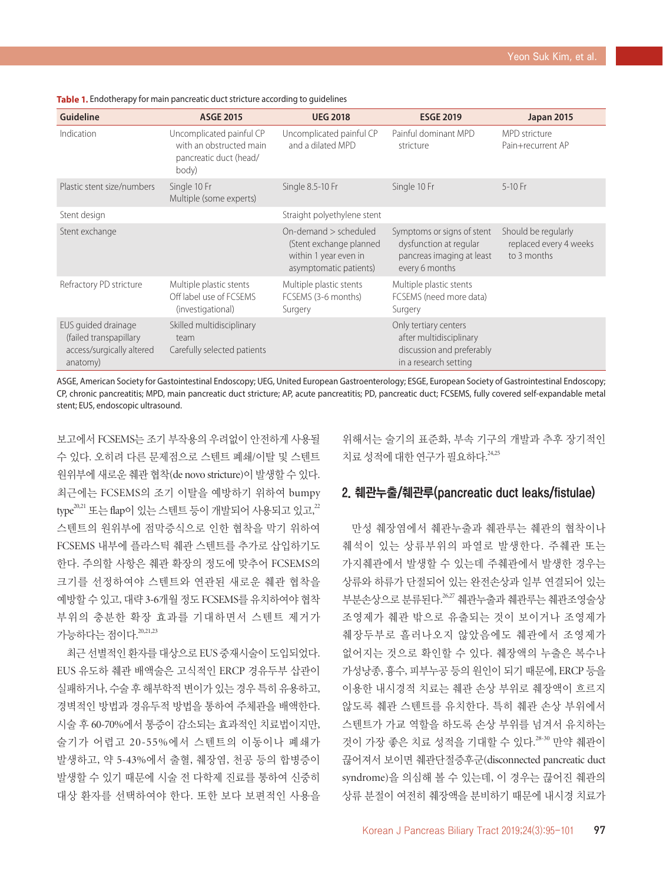**Table 1.** Endotherapy for main pancreatic duct stricture according to guidelines

| Guideline | ASGE 2015 | UEG 2018 | ESGE 2019 | Japan 2015 |
|---|---|---|---|---|
| Indication | Uncomplicated painful CP with an obstructed main pancreatic duct (head/body) | Uncomplicated painful CP and a dilated MPD | Painful dominant MPD stricture | MPD stricture Pain+recurrent AP |
| Plastic stent size/numbers | Single 10 Fr Multiple (some experts) | Single 8.5-10 Fr | Single 10 Fr | 5-10 Fr |
| Stent design | | Straight polyethylene stent | | |
| Stent exchange | | On-demand > scheduled (Stent exchange planned within 1 year even in asymptomatic patients) | Symptoms or signs of stent dysfunction at regular pancreas imaging at least every 6 months | Should be regularly replaced every 4 weeks to 3 months |
| Refractory PD stricture | Multiple plastic stents Off label use of FCSEMS (investigational) | Multiple plastic stents FCSEMS (3-6 months) Surgery | Multiple plastic stents FCSEMS (need more data) Surgery | |
| EUS guided drainage (failed transpapillary access/surgically altered anatomy) | Skilled multidisciplinary team Carefully selected patients | | Only tertiary centers after multidisciplinary discussion and preferably in a research setting | |

ASGE, American Society for Gastrointestinal Endoscopy; UEG, United European Gastroenterology; ESGE, European Society of Gastrointestinal Endoscopy; CP, chronic pancreatitis; MPD, main pancreatic duct stricture; AP, acute pancreatitis; PD, pancreatic duct; FCSEMS, fully covered self-expandable metal stent; EUS, endoscopic ultrasound.

보고에서 FCSEMS는 조기 부작용의 우려없이 안전하게 사용될 수 있다. 오히려 다른 문제점으로 스텐트 폐쇄/이탈 및 스텐트 원위부에 새로운 췌관 협착(de novo stricture)이 발생할 수 있다. 최근에는 FCSEMS의 조기 이탈을 예방하기 위하여 bumpy type[20,21] 또는 flap이 있는 스텐트 등이 개발되어 사용되고 있고,[22] 스텐트의 원위부에 점막증식으로 인한 협착을 막기 위하여 FCSEMS 내부에 플라스틱 췌관 스텐트를 추가로 삽입하기도 한다. 주의할 사항은 췌관 확장의 정도에 맞추어 FCSEMS의 크기를 선정하여야 스텐트와 연관된 새로운 췌관 협착을 예방할 수 있고, 대략 3-6개월 정도 FCSEMS를 유치하여야 협착 부위의 충분한 확장 효과를 기대하면서 스텐트 제거가 가능하다는 점이다.[20,21,23]

최근 선별적인 환자를 대상으로 EUS 중재시술이 도입되었다. EUS 유도하 췌관 배액술은 고식적인 ERCP 경유두부 삽관이 실패하거나, 수술 후 해부학적 변이가 있는 경우 특히 유용하고, 경벽적인 방법과 경유두적 방법을 통하여 주체관을 배액한다. 시술 후 60-70%에서 통증이 감소되는 효과적인 치료법이지만, 술기가 어렵고 20-55%에서 스텐트의 이동이나 폐쇄가 발생하고, 약 5-43%에서 출혈, 췌장염, 천공 등의 합병증이 발생할 수 있기 때문에 시술 전 다학제 진료를 통하여 신중히 대상 환자를 선택하여야 한다. 또한 보다 보편적인 사용을 위해서는 술기의 표준화, 부속 기구의 개발과 추후 장기적인 치료 성적에 대한 연구가 필요하다.[24,25]

## 2. 췌관누출/췌관루(pancreatic duct leaks/fistulae)

만성 췌장염에서 췌관누출과 췌관루는 췌관의 협착이나 췌석이 있는 상류부위의 파열로 발생한다. 주췌관 또는 가지췌관에서 발생할 수 있는데 주췌관에서 발생한 경우는 상류와 하류가 단절되어 있는 완전손상과 일부 연결되어 있는 부분손상으로 분류된다.[26,27] 췌관누출과 췌관루는 췌관조영술상 조영제가 췌관 밖으로 유출되는 것이 보이거나 조영제가 췌장두부로 흘러나오지 않았음에도 췌관에서 조영제가 없어지는 것으로 확인할 수 있다. 췌장액의 누출은 복수나 가성낭종, 흉수, 피부누공 등의 원인이 되기 때문에, ERCP 등을 이용한 내시경적 치료는 췌관 손상 부위로 췌장액이 흐르지 않도록 췌관 스텐트를 유치한다. 특히 췌관 손상 부위에서 스텐트가 가교 역할을 하도록 손상 부위를 넘겨서 유치하는 것이 가장 좋은 치료 성적을 기대할 수 있다.[28-30] 만약 췌관이 끊어져서 보이면 췌관단절증후군(disconnected pancreatic duct syndrome)을 의심해 볼 수 있는데, 이 경우는 끊어진 췌관의 상류 분절이 여전히 췌장액을 분비하기 때문에 내시경 치료가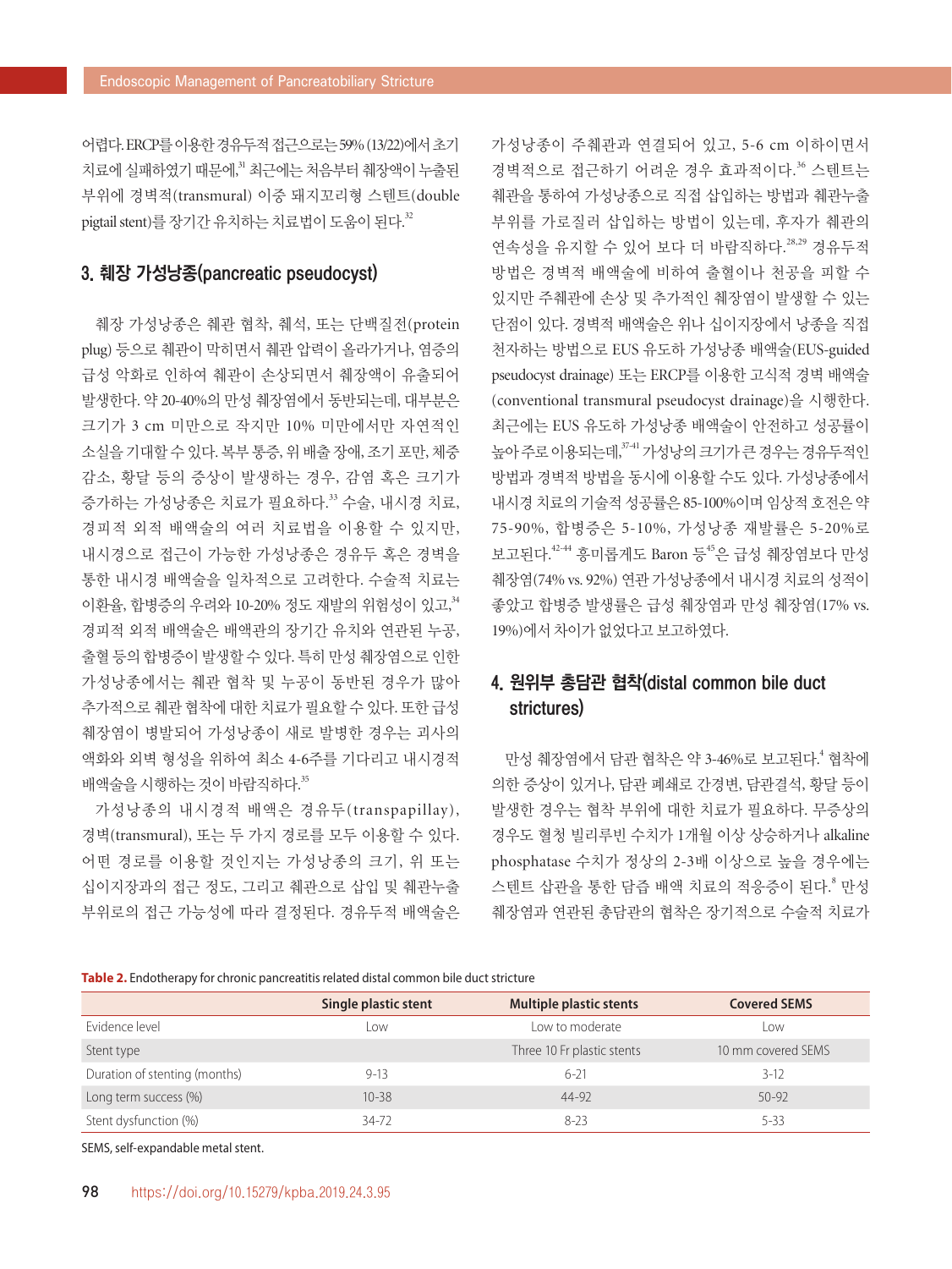어렵다. ERCP를 이용한 경유두적 접근으로는 59% (13/22)에서 초기 치료에 실패하였기 때문에,[31] 최근에는 처음부터 췌장액이 누출된 부위에 경벽적(transmural) 이중 돼지꼬리형 스텐트(double pigtail stent)를 장기간 유치하는 치료법이 도움이 된다.[32]

### 3. 췌장 가성낭종(pancreatic pseudocyst)

췌장 가성낭종은 췌관 협착, 췌석, 또는 단백질전(protein plug) 등으로 췌관이 막히면서 췌관 압력이 올라가거나, 염증의 급성 악화로 인하여 췌관이 손상되면서 췌장액이 유출되어 발생한다. 약 20-40%의 만성 췌장염에서 동반되는데, 대부분은 크기가 3 cm 미만으로 작지만 10% 미만에서만 자연적인 소실을 기대할 수 있다. 복부 통증, 위 배출 장애, 조기 포만, 체중 감소, 황달 등의 증상이 발생하는 경우, 감염 혹은 크기가 증가하는 가성낭종은 치료가 필요하다.[33] 수술, 내시경 치료, 경피적 외적 배액술의 여러 치료법을 이용할 수 있지만, 내시경으로 접근이 가능한 가성낭종은 경유두 혹은 경벽을 통한 내시경 배액술을 일차적으로 고려한다. 수술적 치료는 이환율, 합병증의 우려와 10-20% 정도 재발의 위험성이 있고,[34] 경피적 외적 배액술은 배액관의 장기간 유치와 연관된 누공, 출혈 등의 합병증이 발생할 수 있다. 특히 만성 췌장염으로 인한 가성낭종에서는 췌관 협착 및 누공이 동반된 경우가 많아 추가적으로 췌관 협착에 대한 치료가 필요할 수 있다. 또한 급성 췌장염이 병발되어 가성낭종이 새로 발병한 경우는 괴사의 액화와 외벽 형성을 위하여 최소 4-6주를 기다리고 내시경적 배액술을 시행하는 것이 바람직하다.[35]

가성낭종의 내시경적 배액은 경유두(transpapillay), 경벽(transmural), 또는 두 가지 경로를 모두 이용할 수 있다. 어떤 경로를 이용할 것인지는 가성낭종의 크기, 위 또는 십이지장과의 접근 정도, 그리고 췌관으로 삽입 및 췌관누출 부위로의 접근 가능성에 따라 결정된다. 경유두적 배액술은 가성낭종이 주췌관과 연결되어 있고, 5-6 cm 이하이면서 경벽적으로 접근하기 어려운 경우 효과적이다.[36] 스텐트는 췌관을 통하여 가성낭종으로 직접 삽입하는 방법과 췌관누출 부위를 가로질러 삽입하는 방법이 있는데, 후자가 췌관의 연속성을 유지할 수 있어 보다 더 바람직하다.[28,29] 경유두적 방법은 경벽적 배액술에 비하여 출혈이나 천공을 피할 수 있지만 주췌관에 손상 및 추가적인 췌장염이 발생할 수 있는 단점이 있다. 경벽적 배액술은 위나 십이지장에서 낭종을 직접 천자하는 방법으로 EUS 유도하 가성낭종 배액술(EUS-guided pseudocyst drainage) 또는 ERCP를 이용한 고식적 경벽 배액술(conventional transmural pseudocyst drainage)을 시행한다. 최근에는 EUS 유도하 가성낭종 배액술이 안전하고 성공률이 높아 주로 이용되는데,[37-41] 가성낭의 크기가 큰 경우는 경유두적인 방법과 경벽적 방법을 동시에 이용할 수도 있다. 가성낭종에서 내시경 치료의 기술적 성공률은 85-100%이며 임상적 호전은 약 75-90%, 합병증은 5-10%, 가성낭종 재발률은 5-20%로 보고된다.[42-44] 흥미롭게도 Baron 등[45]은 급성 췌장염보다 만성 췌장염(74% vs. 92%) 연관 가성낭종에서 내시경 치료의 성적이 좋았고 합병증 발생률은 급성 췌장염과 만성 췌장염(17% vs. 19%)에서 차이가 없었다고 보고하였다.

### 4. 원위부 총담관 협착(distal common bile duct strictures)

만성 췌장염에서 담관 협착은 약 3-46%로 보고된다.[4] 협착에 의한 증상이 있거나, 담관 폐쇄로 간경변, 담관결석, 황달 등이 발생한 경우는 협착 부위에 대한 치료가 필요하다. 무증상의 경우도 혈청 빌리루빈 수치가 1개월 이상 상승하거나 alkaline phosphatase 수치가 정상의 2-3배 이상으로 높을 경우에는 스텐트 삽관을 통한 담즙 배액 치료의 적응증이 된다.[8] 만성 췌장염과 연관된 총담관의 협착은 장기적으로 수술적 치료가

**Table 2.** Endotherapy for chronic pancreatitis related distal common bile duct stricture

| | Single plastic stent | Multiple plastic stents | Covered SEMS |
|---|---|---|---|
| Evidence level | Low | Low to moderate | Low |
| Stent type | | Three 10 Fr plastic stents | 10 mm covered SEMS |
| Duration of stenting (months) | 9-13 | 6-21 | 3-12 |
| Long term success (%) | 10-38 | 44-92 | 50-92 |
| Stent dysfunction (%) | 34-72 | 8-23 | 5-33 |

SEMS, self-expandable metal stent.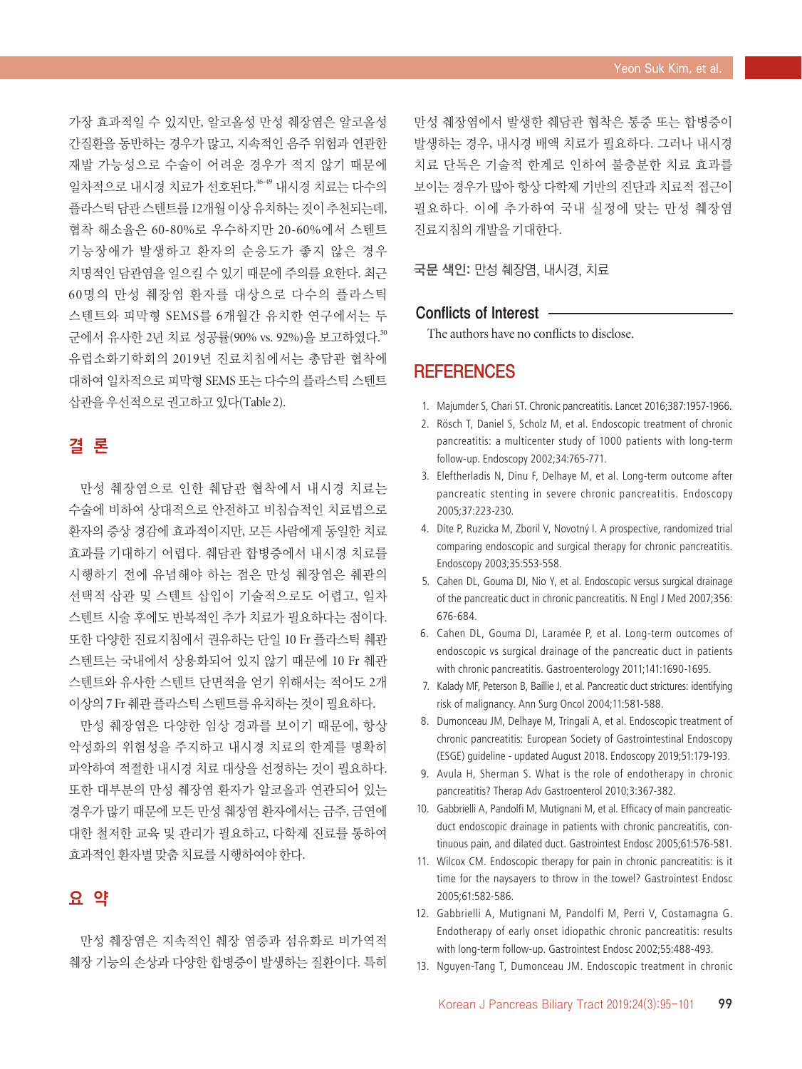가장 효과적일 수 있지만, 알코올성 만성 췌장염은 알코올성 간질환을 동반하는 경우가 많고, 지속적인 음주 위험과 연관한 재발 가능성으로 수술이 어려운 경우가 적지 않기 때문에 일차적으로 내시경 치료가 선호된다.[46-49] 내시경 치료는 다수의 플라스틱 담관 스텐트를 12개월 이상 유지하는 것이 추천되는데, 협착 해소율은 60-80%로 우수하지만 20-60%에서 스텐트 기능장애가 발생하고 환자의 순응도가 좋지 않은 경우 치명적인 담관염을 일으킬 수 있기 때문에 주의를 요한다. 최근 60명의 만성 췌장염 환자를 대상으로 다수의 플라스틱 스텐트와 피막형 SEMS를 6개월간 유치한 연구에서는 두 군에서 유사한 2년 치료 성공률(90% vs. 92%)을 보고하였다.[50] 유럽소화기학회의 2019년 진료지침에서는 총담관 협착에 대하여 일차적으로 피막형 SEMS 또는 다수의 플라스틱 스텐트 삽관을 우선적으로 권고하고 있다(Table 2).

## 결 론

만성 췌장염으로 인한 췌담관 협착에서 내시경 치료는 수술에 비하여 상대적으로 안전하고 비침습적인 치료법으로 환자의 증상 경감에 효과적이지만, 모든 사람에게 동일한 치료 효과를 기대하기 어렵다. 췌담관 합병증에서 내시경 치료를 시행하기 전에 유념해야 하는 점은 만성 췌장염은 췌관의 선택적 삽관 및 스텐트 삽입이 기술적으로도 어렵고, 일차 스텐트 시술 후에도 반복적인 추가 치료가 필요하다는 점이다. 또한 다양한 진료지침에서 권유하는 단일 10 Fr 플라스틱 췌관 스텐트는 국내에서 상용화되어 있지 않기 때문에 10 Fr 췌관 스텐트와 유사한 스텐트 단면적을 얻기 위해서는 적어도 2개 이상의 7 Fr 췌관 플라스틱 스텐트를 유치하는 것이 필요하다.

만성 췌장염은 다양한 임상 경과를 보이기 때문에, 항상 악성화의 위험성을 주지하고 내시경 치료의 한계를 명확히 파악하여 적절한 내시경 치료 대상을 선정하는 것이 필요하다. 또한 대부분의 만성 췌장염 환자가 알코올과 연관되어 있는 경우가 많기 때문에 모든 만성 췌장염 환자에서는 금주, 금연에 대한 철저한 교육 및 관리가 필요하고, 다학제 진료를 통하여 효과적인 환자별 맞춤 치료를 시행하여야 한다.

## 요 약

만성 췌장염은 지속적인 췌장 염증과 섬유화로 비가역적 췌장 기능의 손상과 다양한 합병증이 발생하는 질환이다. 특히 만성 췌장염에서 발생한 췌담관 협착은 통증 또는 합병증이 발생하는 경우, 내시경 배액 치료가 필요하다. 그러나 내시경 치료 단독은 기술적 한계로 인하여 불충분한 치료 효과를 보이는 경우가 많아 항상 다학제 기반의 진단과 치료적 접근이 필요하다. 이에 추가하여 국내 실정에 맞는 만성 췌장염 진료지침의 개발을 기대한다.

**국문 색인:** 만성 췌장염, 내시경, 치료

## Conflicts of Interest

The authors have no conflicts to disclose.

## REFERENCES

1. Majumder S, Chari ST. Chronic pancreatitis. Lancet 2016;387:1957-1966.
2. Rösch T, Daniel S, Scholz M, et al. Endoscopic treatment of chronic pancreatitis: a multicenter study of 1000 patients with long-term follow-up. Endoscopy 2002;34:765-771.
3. Eleftherladis N, Dinu F, Delhaye M, et al. Long-term outcome after pancreatic stenting in severe chronic pancreatitis. Endoscopy 2005;37:223-230.
4. Díte P, Ruzicka M, Zboril V, Novotný I. A prospective, randomized trial comparing endoscopic and surgical therapy for chronic pancreatitis. Endoscopy 2003;35:553-558.
5. Cahen DL, Gouma DJ, Nio Y, et al. Endoscopic versus surgical drainage of the pancreatic duct in chronic pancreatitis. N Engl J Med 2007;356:676-684.
6. Cahen DL, Gouma DJ, Laramée P, et al. Long-term outcomes of endoscopic vs surgical drainage of the pancreatic duct in patients with chronic pancreatitis. Gastroenterology 2011;141:1690-1695.
7. Kalady MF, Peterson B, Baillie J, et al. Pancreatic duct strictures: identifying risk of malignancy. Ann Surg Oncol 2004;11:581-588.
8. Dumonceau JM, Delhaye M, Tringali A, et al. Endoscopic treatment of chronic pancreatitis: European Society of Gastrointestinal Endoscopy (ESGE) guideline - updated August 2018. Endoscopy 2019;51:179-193.
9. Avula H, Sherman S. What is the role of endotherapy in chronic pancreatitis? Therap Adv Gastroenterol 2010;3:367-382.
10. Gabbrielli A, Pandolfi M, Mutignani M, et al. Efficacy of main pancreatic-duct endoscopic drainage in patients with chronic pancreatitis, continuous pain, and dilated duct. Gastrointest Endosc 2005;61:576-581.
11. Wilcox CM. Endoscopic therapy for pain in chronic pancreatitis: is it time for the naysayers to throw in the towel? Gastrointest Endosc 2005;61:582-586.
12. Gabbrielli A, Mutignani M, Pandolfi M, Perri V, Costamagna G. Endotherapy of early onset idiopathic chronic pancreatitis: results with long-term follow-up. Gastrointest Endosc 2002;55:488-493.
13. Nguyen-Tang T, Dumonceau JM. Endoscopic treatment in chronic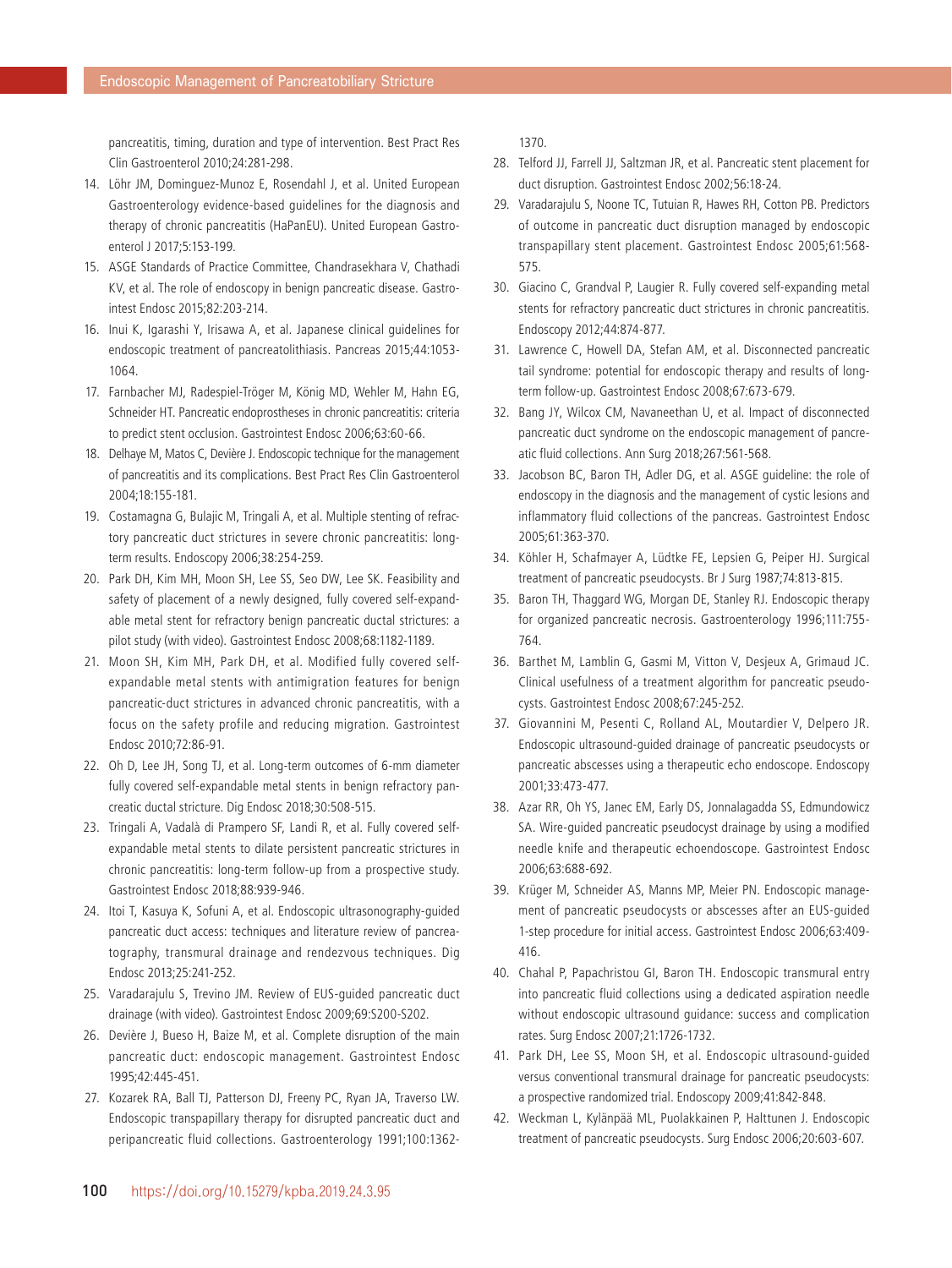pancreatitis, timing, duration and type of intervention. Best Pract Res Clin Gastroenterol 2010;24:281-298.

14. Löhr JM, Dominguez-Munoz E, Rosendahl J, et al. United European Gastroenterology evidence-based guidelines for the diagnosis and therapy of chronic pancreatitis (HaPanEU). United European Gastroenterol J 2017;5:153-199.
15. ASGE Standards of Practice Committee, Chandrasekhara V, Chathadi KV, et al. The role of endoscopy in benign pancreatic disease. Gastrointest Endosc 2015;82:203-214.
16. Inui K, Igarashi Y, Irisawa A, et al. Japanese clinical guidelines for endoscopic treatment of pancreatolithiasis. Pancreas 2015;44:1053-1064.
17. Farnbacher MJ, Radespiel-Tröger M, König MD, Wehler M, Hahn EG, Schneider HT. Pancreatic endoprostheses in chronic pancreatitis: criteria to predict stent occlusion. Gastrointest Endosc 2006;63:60-66.
18. Delhaye M, Matos C, Devière J. Endoscopic technique for the management of pancreatitis and its complications. Best Pract Res Clin Gastroenterol 2004;18:155-181.
19. Costamagna G, Bulajic M, Tringali A, et al. Multiple stenting of refractory pancreatic duct strictures in severe chronic pancreatitis: long-term results. Endoscopy 2006;38:254-259.
20. Park DH, Kim MH, Moon SH, Lee SS, Seo DW, Lee SK. Feasibility and safety of placement of a newly designed, fully covered self-expandable metal stent for refractory benign pancreatic ductal strictures: a pilot study (with video). Gastrointest Endosc 2008;68:1182-1189.
21. Moon SH, Kim MH, Park DH, et al. Modified fully covered self-expandable metal stents with antimigration features for benign pancreatic-duct strictures in advanced chronic pancreatitis, with a focus on the safety profile and reducing migration. Gastrointest Endosc 2010;72:86-91.
22. Oh D, Lee JH, Song TJ, et al. Long-term outcomes of 6-mm diameter fully covered self-expandable metal stents in benign refractory pancreatic ductal stricture. Dig Endosc 2018;30:508-515.
23. Tringali A, Vadalà di Prampero SF, Landi R, et al. Fully covered self-expandable metal stents to dilate persistent pancreatic strictures in chronic pancreatitis: long-term follow-up from a prospective study. Gastrointest Endosc 2018;88:939-946.
24. Itoi T, Kasuya K, Sofuni A, et al. Endoscopic ultrasonography-guided pancreatic duct access: techniques and literature review of pancreatography, transmural drainage and rendezvous techniques. Dig Endosc 2013;25:241-252.
25. Varadarajulu S, Trevino JM. Review of EUS-guided pancreatic duct drainage (with video). Gastrointest Endosc 2009;69:S200-S202.
26. Devière J, Bueso H, Baize M, et al. Complete disruption of the main pancreatic duct: endoscopic management. Gastrointest Endosc 1995;42:445-451.
27. Kozarek RA, Ball TJ, Patterson DJ, Freeny PC, Ryan JA, Traverso LW. Endoscopic transpapillary therapy for disrupted pancreatic duct and peripancreatic fluid collections. Gastroenterology 1991;100:1362-1370.
28. Telford JJ, Farrell JJ, Saltzman JR, et al. Pancreatic stent placement for duct disruption. Gastrointest Endosc 2002;56:18-24.
29. Varadarajulu S, Noone TC, Tutuian R, Hawes RH, Cotton PB. Predictors of outcome in pancreatic duct disruption managed by endoscopic transpapillary stent placement. Gastrointest Endosc 2005;61:568-575.
30. Giacino C, Grandval P, Laugier R. Fully covered self-expanding metal stents for refractory pancreatic duct strictures in chronic pancreatitis. Endoscopy 2012;44:874-877.
31. Lawrence C, Howell DA, Stefan AM, et al. Disconnected pancreatic tail syndrome: potential for endoscopic therapy and results of long-term follow-up. Gastrointest Endosc 2008;67:673-679.
32. Bang JY, Wilcox CM, Navaneethan U, et al. Impact of disconnected pancreatic duct syndrome on the endoscopic management of pancreatic fluid collections. Ann Surg 2018;267:561-568.
33. Jacobson BC, Baron TH, Adler DG, et al. ASGE guideline: the role of endoscopy in the diagnosis and the management of cystic lesions and inflammatory fluid collections of the pancreas. Gastrointest Endosc 2005;61:363-370.
34. Köhler H, Schafmayer A, Lüdtke FE, Lepsien G, Peiper HJ. Surgical treatment of pancreatic pseudocysts. Br J Surg 1987;74:813-815.
35. Baron TH, Thaggard WG, Morgan DE, Stanley RJ. Endoscopic therapy for organized pancreatic necrosis. Gastroenterology 1996;111:755-764.
36. Barthet M, Lamblin G, Gasmi M, Vitton V, Desjeux A, Grimaud JC. Clinical usefulness of a treatment algorithm for pancreatic pseudocysts. Gastrointest Endosc 2008;67:245-252.
37. Giovannini M, Pesenti C, Rolland AL, Moutardier V, Delpero JR. Endoscopic ultrasound-guided drainage of pancreatic pseudocysts or pancreatic abscesses using a therapeutic echo endoscope. Endoscopy 2001;33:473-477.
38. Azar RR, Oh YS, Janec EM, Early DS, Jonnalagadda SS, Edmundowicz SA. Wire-guided pancreatic pseudocyst drainage by using a modified needle knife and therapeutic echoendoscope. Gastrointest Endosc 2006;63:688-692.
39. Krüger M, Schneider AS, Manns MP, Meier PN. Endoscopic management of pancreatic pseudocysts or abscesses after an EUS-guided 1-step procedure for initial access. Gastrointest Endosc 2006;63:409-416.
40. Chahal P, Papachristou GI, Baron TH. Endoscopic transmural entry into pancreatic fluid collections using a dedicated aspiration needle without endoscopic ultrasound guidance: success and complication rates. Surg Endosc 2007;21:1726-1732.
41. Park DH, Lee SS, Moon SH, et al. Endoscopic ultrasound-guided versus conventional transmural drainage for pancreatic pseudocysts: a prospective randomized trial. Endoscopy 2009;41:842-848.
42. Weckman L, Kylänpää ML, Puolakkainen P, Halttunen J. Endoscopic treatment of pancreatic pseudocysts. Surg Endosc 2006;20:603-607.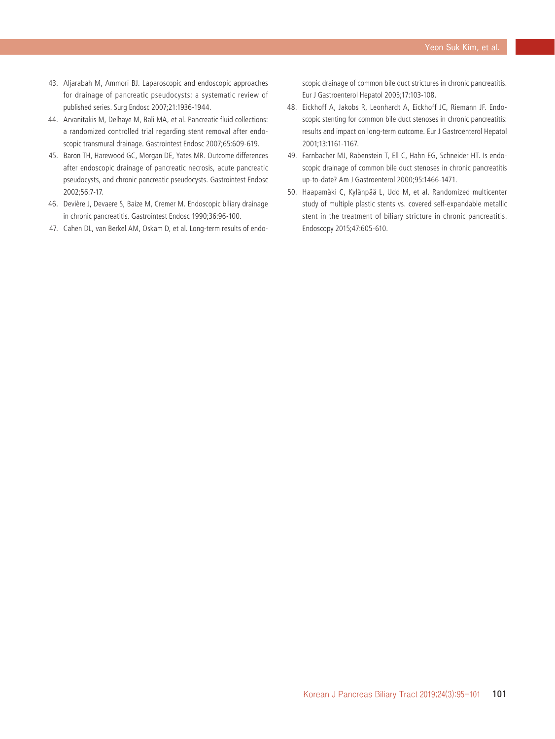43. Aljarabah M, Ammori BJ. Laparoscopic and endoscopic approaches for drainage of pancreatic pseudocysts: a systematic review of published series. Surg Endosc 2007;21:1936-1944.
44. Arvanitakis M, Delhaye M, Bali MA, et al. Pancreatic-fluid collections: a randomized controlled trial regarding stent removal after endoscopic transmural drainage. Gastrointest Endosc 2007;65:609-619.
45. Baron TH, Harewood GC, Morgan DE, Yates MR. Outcome differences after endoscopic drainage of pancreatic necrosis, acute pancreatic pseudocysts, and chronic pancreatic pseudocysts. Gastrointest Endosc 2002;56:7-17.
46. Devière J, Devaere S, Baize M, Cremer M. Endoscopic biliary drainage in chronic pancreatitis. Gastrointest Endosc 1990;36:96-100.
47. Cahen DL, van Berkel AM, Oskam D, et al. Long-term results of endoscopic drainage of common bile duct strictures in chronic pancreatitis. Eur J Gastroenterol Hepatol 2005;17:103-108.
48. Eickhoff A, Jakobs R, Leonhardt A, Eickhoff JC, Riemann JF. Endoscopic stenting for common bile duct stenoses in chronic pancreatitis: results and impact on long-term outcome. Eur J Gastroenterol Hepatol 2001;13:1161-1167.
49. Farnbacher MJ, Rabenstein T, Ell C, Hahn EG, Schneider HT. Is endoscopic drainage of common bile duct stenoses in chronic pancreatitis up-to-date? Am J Gastroenterol 2000;95:1466-1471.
50. Haapamäki C, Kylänpää L, Udd M, et al. Randomized multicenter study of multiple plastic stents vs. covered self-expandable metallic stent in the treatment of biliary stricture in chronic pancreatitis. Endoscopy 2015;47:605-610.